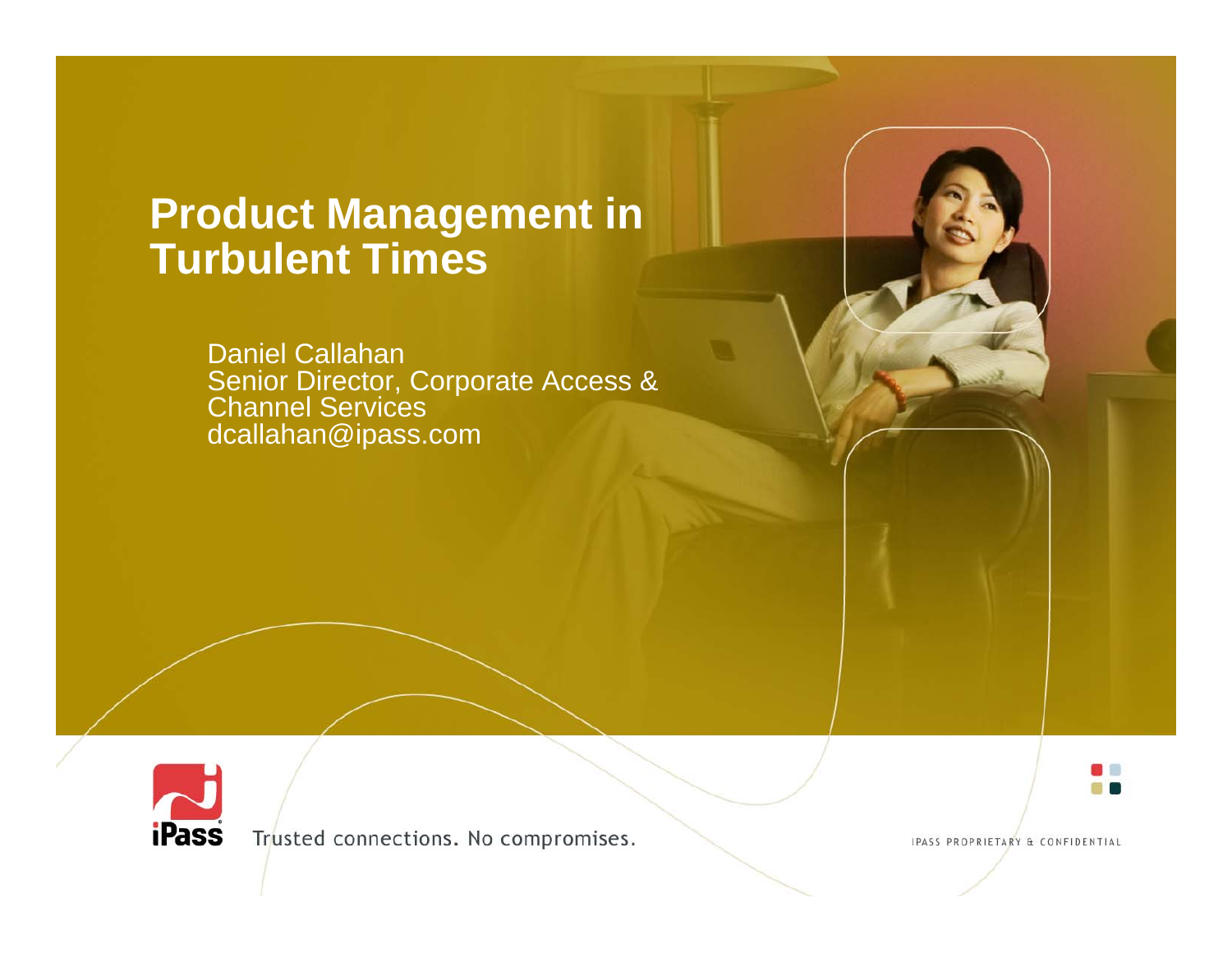# Product Management in Turbulent Times

Daniel Callahan
Senior Director, Corporate Access & Channel Services
dcallahan@ipass.com

iPass

Trusted connections. No compromises.

IPASS PROPRIETARY & CONFIDENTIAL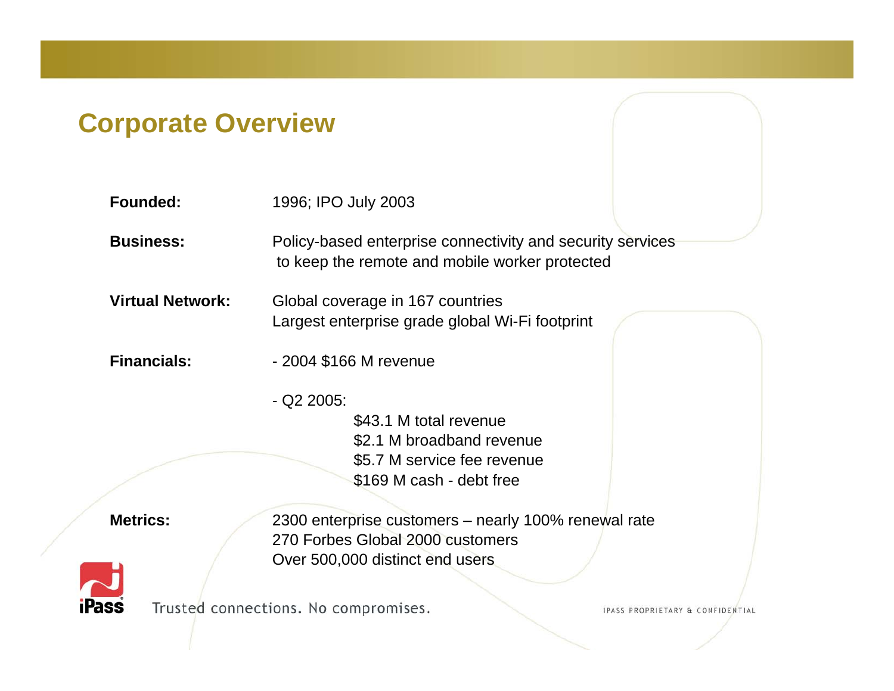## Corporate Overview

| | |
|---|---|
| **Founded:** | 1996; IPO July 2003 |
| **Business:** | Policy-based enterprise connectivity and security services to keep the remote and mobile worker protected |
| **Virtual Network:** | Global coverage in 167 countries<br>Largest enterprise grade global Wi-Fi footprint |
| **Financials:** | - 2004 $166 M revenue<br><br>- Q2 2005:<br>$43.1 M total revenue<br>$2.1 M broadband revenue<br>$5.7 M service fee revenue<br>$169 M cash - debt free |
| **Metrics:** | 2300 enterprise customers – nearly 100% renewal rate<br>270 Forbes Global 2000 customers<br>Over 500,000 distinct end users |

Trusted connections. No compromises.

IPASS PROPRIETARY & CONFIDENTIAL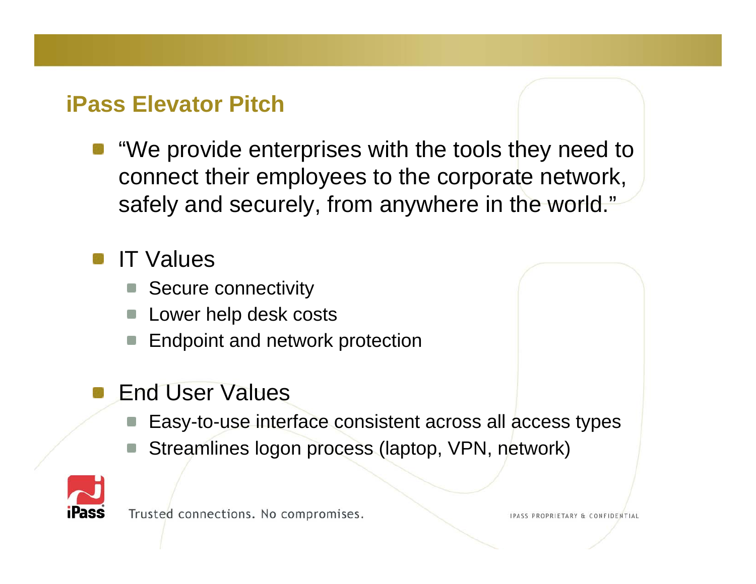## iPass Elevator Pitch

- "We provide enterprises with the tools they need to connect their employees to the corporate network, safely and securely, from anywhere in the world."
- IT Values
  - Secure connectivity
  - Lower help desk costs
  - Endpoint and network protection
- End User Values
  - Easy-to-use interface consistent across all access types
  - Streamlines logon process (laptop, VPN, network)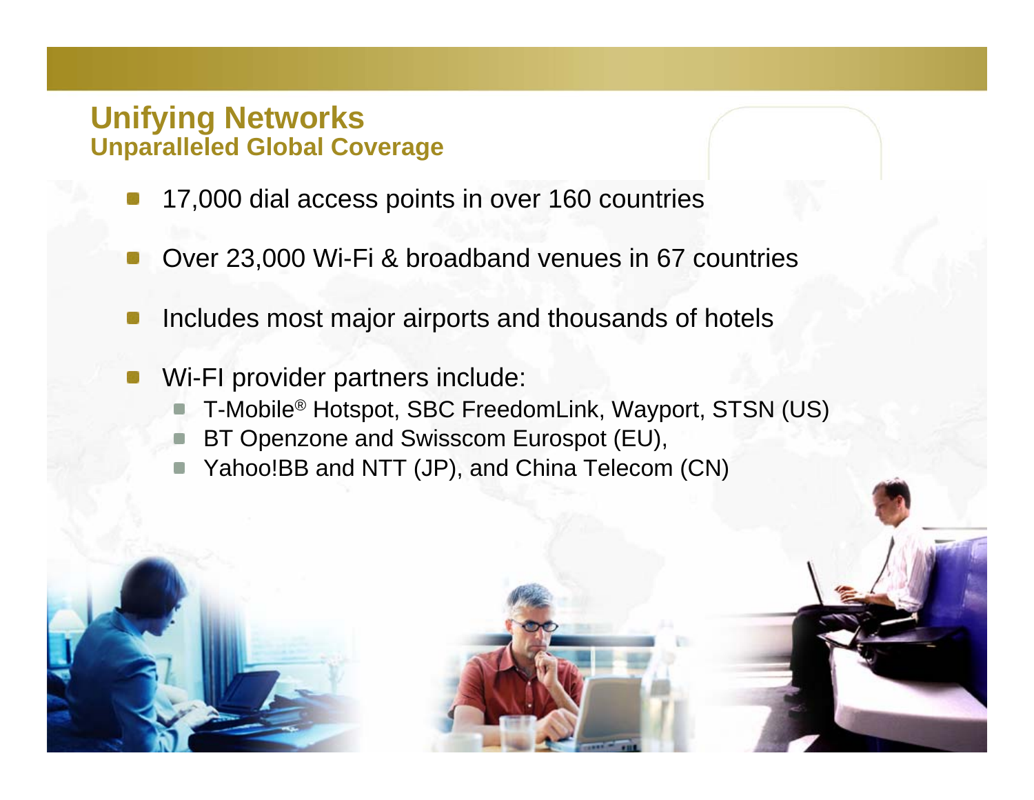# Unifying Networks

## Unparalleled Global Coverage

- 17,000 dial access points in over 160 countries
- Over 23,000 Wi-Fi & broadband venues in 67 countries
- Includes most major airports and thousands of hotels
- Wi-FI provider partners include:
  - T-Mobile® Hotspot, SBC FreedomLink, Wayport, STSN (US)
  - BT Openzone and Swisscom Eurospot (EU),
  - Yahoo!BB and NTT (JP), and China Telecom (CN)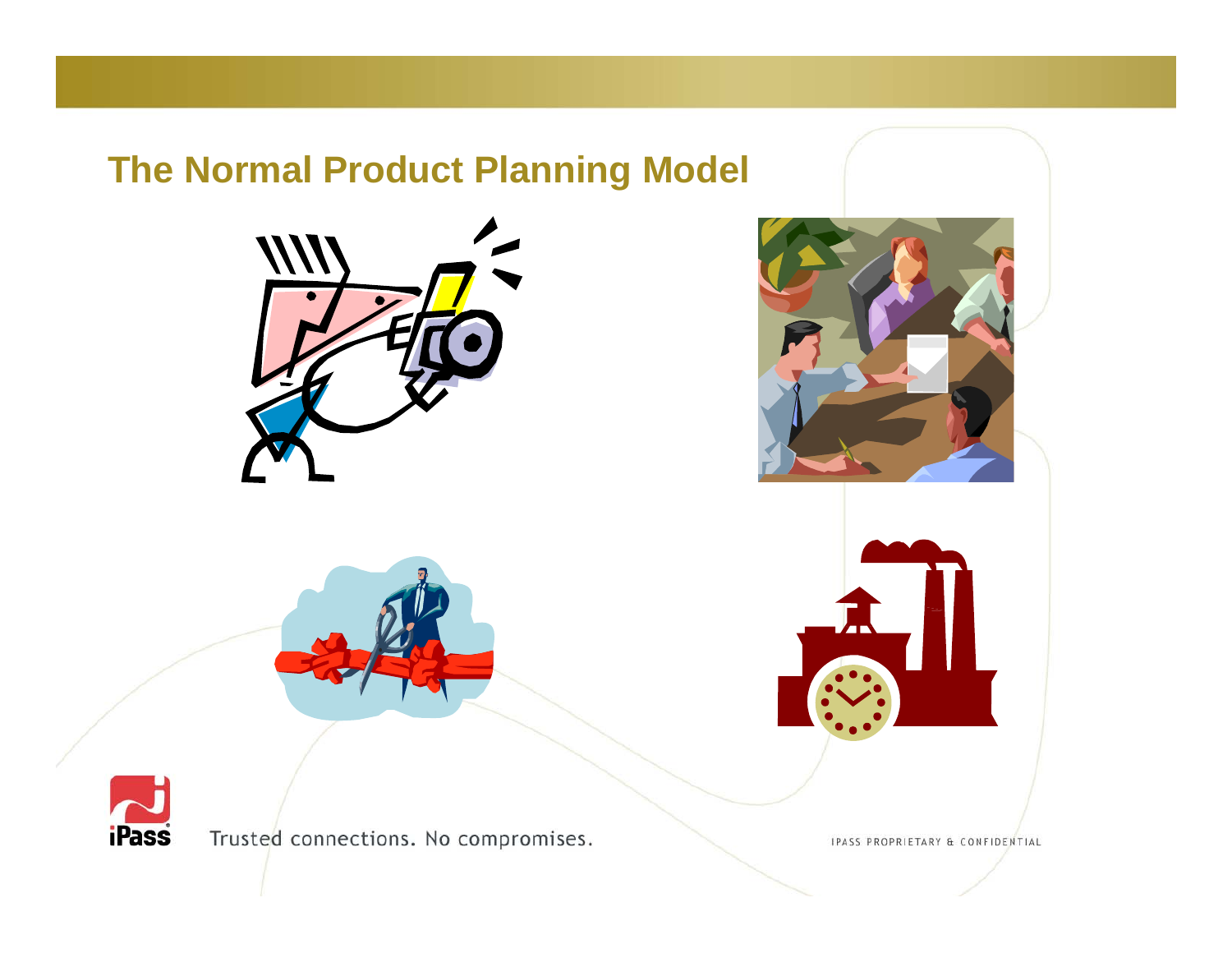# The Normal Product Planning Model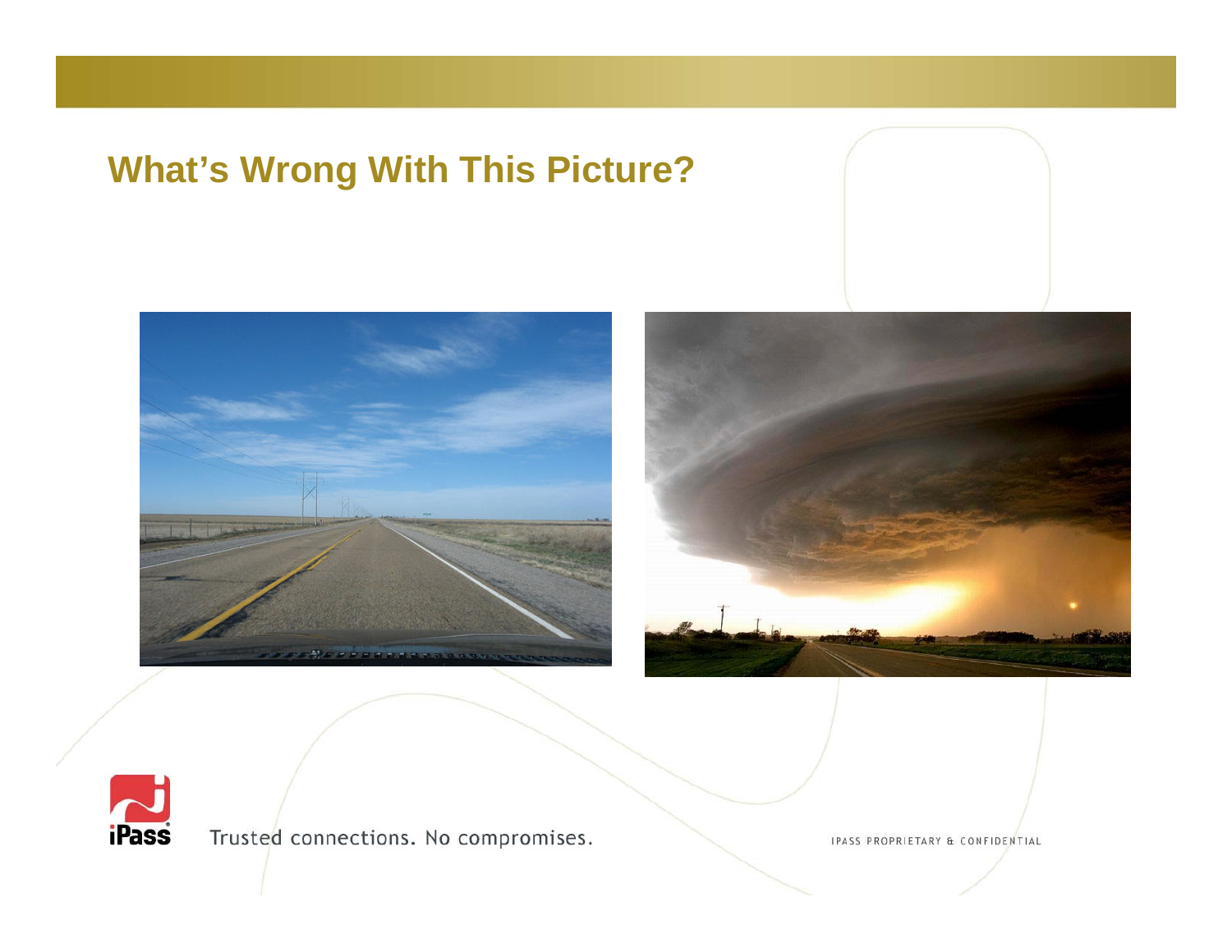# What's Wrong With This Picture?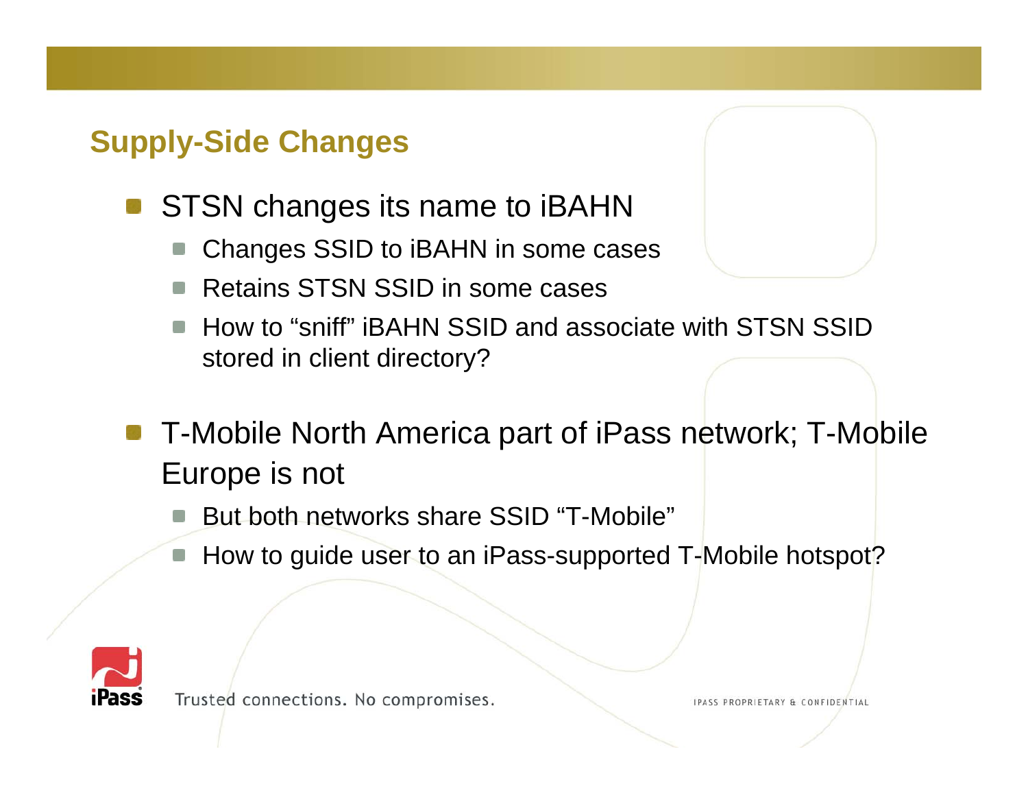## Supply-Side Changes

- STSN changes its name to iBAHN
  - Changes SSID to iBAHN in some cases
  - Retains STSN SSID in some cases
  - How to “sniff” iBAHN SSID and associate with STSN SSID stored in client directory?
- T-Mobile North America part of iPass network; T-Mobile Europe is not
  - But both networks share SSID “T-Mobile”
  - How to guide user to an iPass-supported T-Mobile hotspot?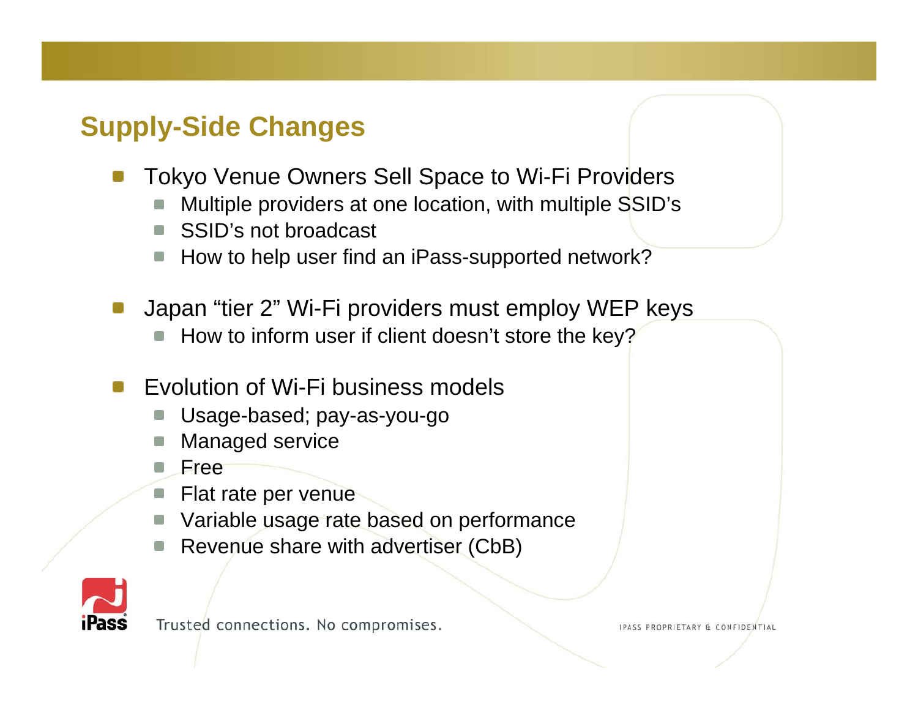## Supply-Side Changes

- Tokyo Venue Owners Sell Space to Wi-Fi Providers
  - Multiple providers at one location, with multiple SSID's
  - SSID's not broadcast
  - How to help user find an iPass-supported network?
- Japan "tier 2" Wi-Fi providers must employ WEP keys
  - How to inform user if client doesn't store the key?
- Evolution of Wi-Fi business models
  - Usage-based; pay-as-you-go
  - Managed service
  - Free
  - Flat rate per venue
  - Variable usage rate based on performance
  - Revenue share with advertiser (CbB)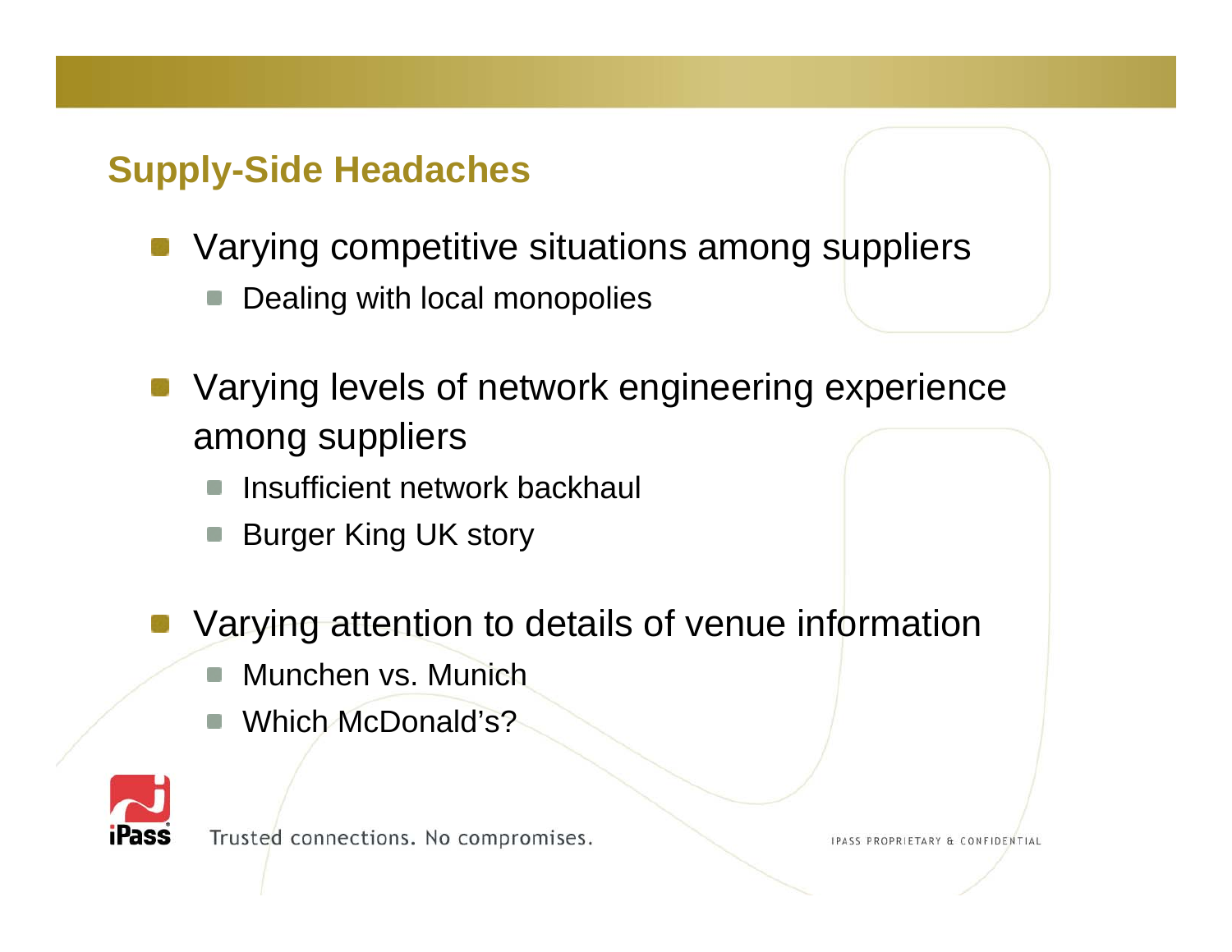## Supply-Side Headaches

- Varying competitive situations among suppliers
  - Dealing with local monopolies
- Varying levels of network engineering experience among suppliers
  - Insufficient network backhaul
  - Burger King UK story
- Varying attention to details of venue information
  - Munchen vs. Munich
  - Which McDonald's?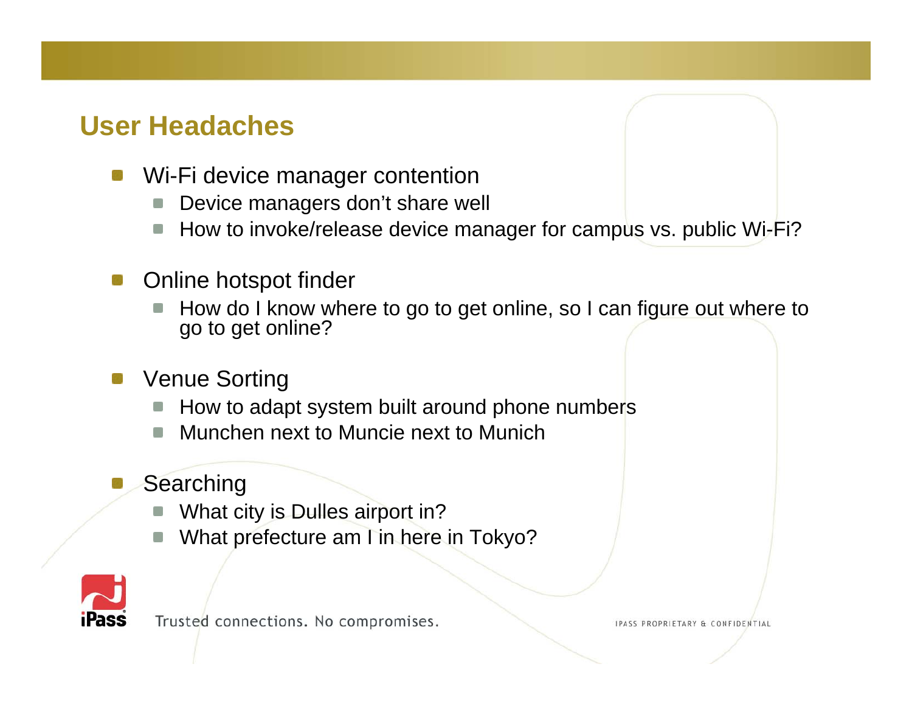## User Headaches

- Wi-Fi device manager contention
  - Device managers don't share well
  - How to invoke/release device manager for campus vs. public Wi-Fi?
- Online hotspot finder
  - How do I know where to go to get online, so I can figure out where to go to get online?
- Venue Sorting
  - How to adapt system built around phone numbers
  - Munchen next to Muncie next to Munich
- Searching
  - What city is Dulles airport in?
  - What prefecture am I in here in Tokyo?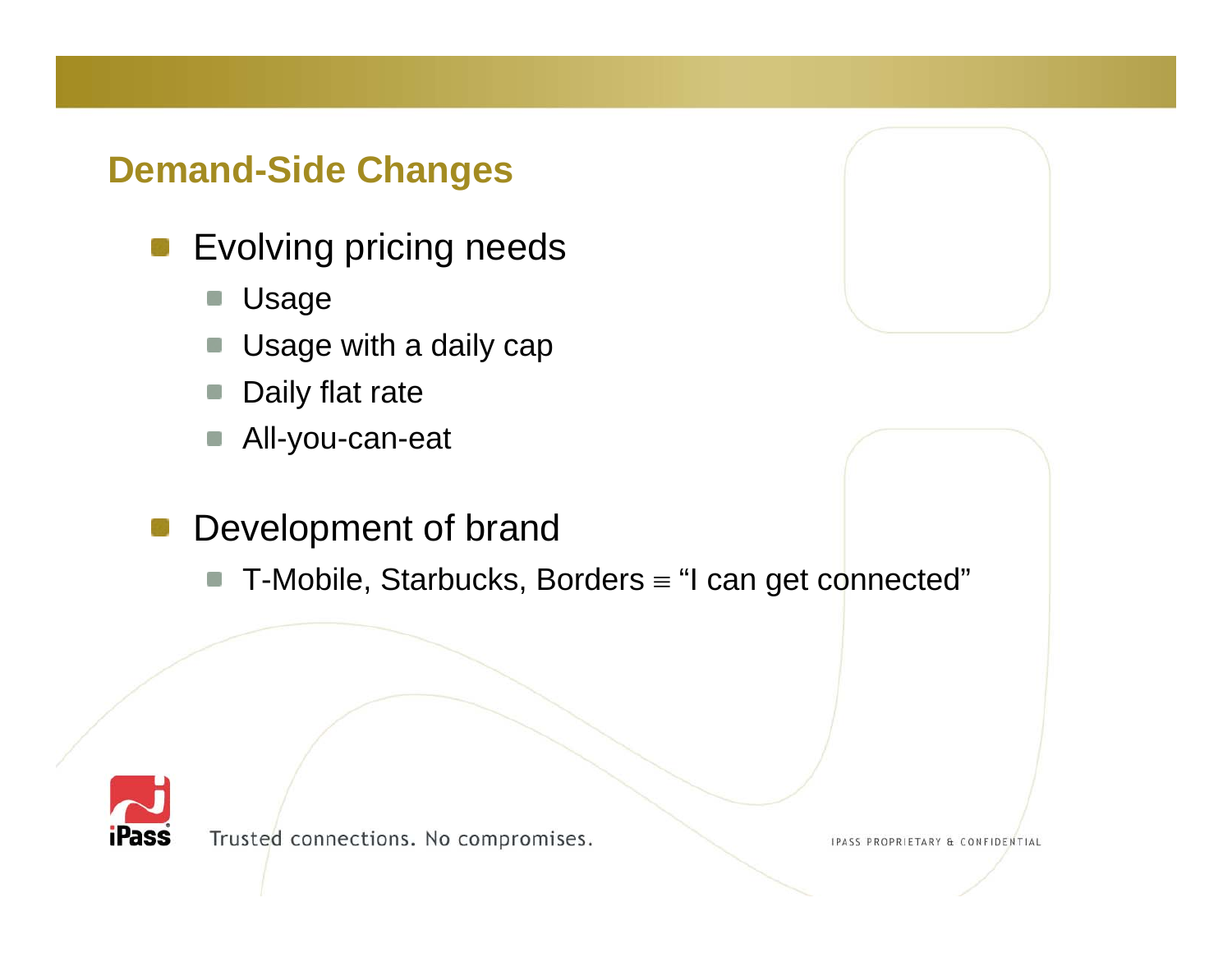## Demand-Side Changes

- Evolving pricing needs
  - Usage
  - Usage with a daily cap
  - Daily flat rate
  - All-you-can-eat
- Development of brand
  - T-Mobile, Starbucks, Borders ≡ "I can get connected"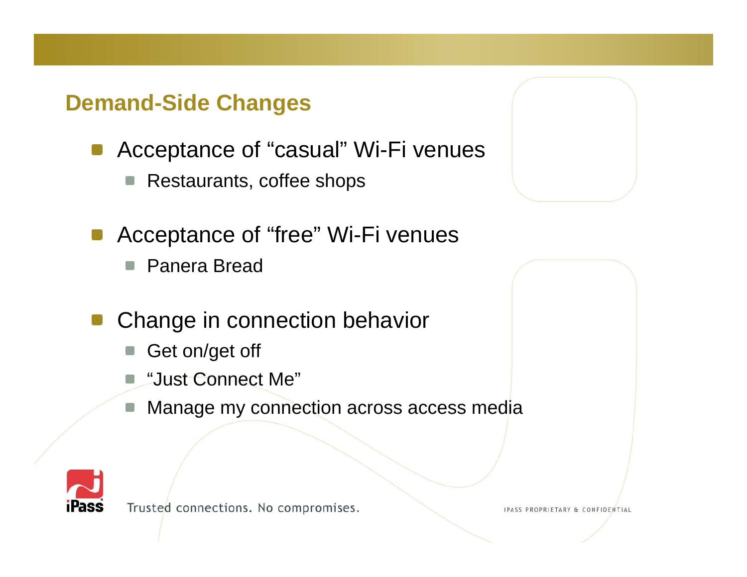## Demand-Side Changes

- Acceptance of “casual” Wi-Fi venues
  - Restaurants, coffee shops
- Acceptance of “free” Wi-Fi venues
  - Panera Bread
- Change in connection behavior
  - Get on/get off
  - “Just Connect Me”
  - Manage my connection across access media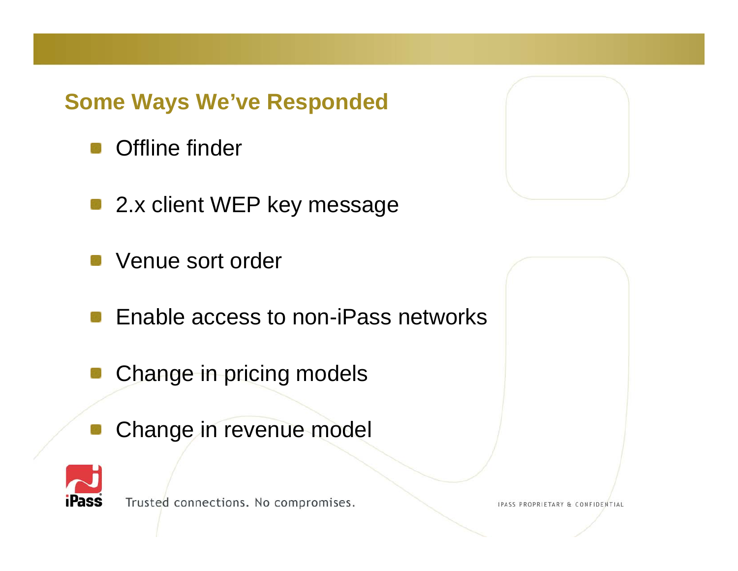## Some Ways We've Responded

- Offline finder
- 2.x client WEP key message
- Venue sort order
- Enable access to non-iPass networks
- Change in pricing models
- Change in revenue model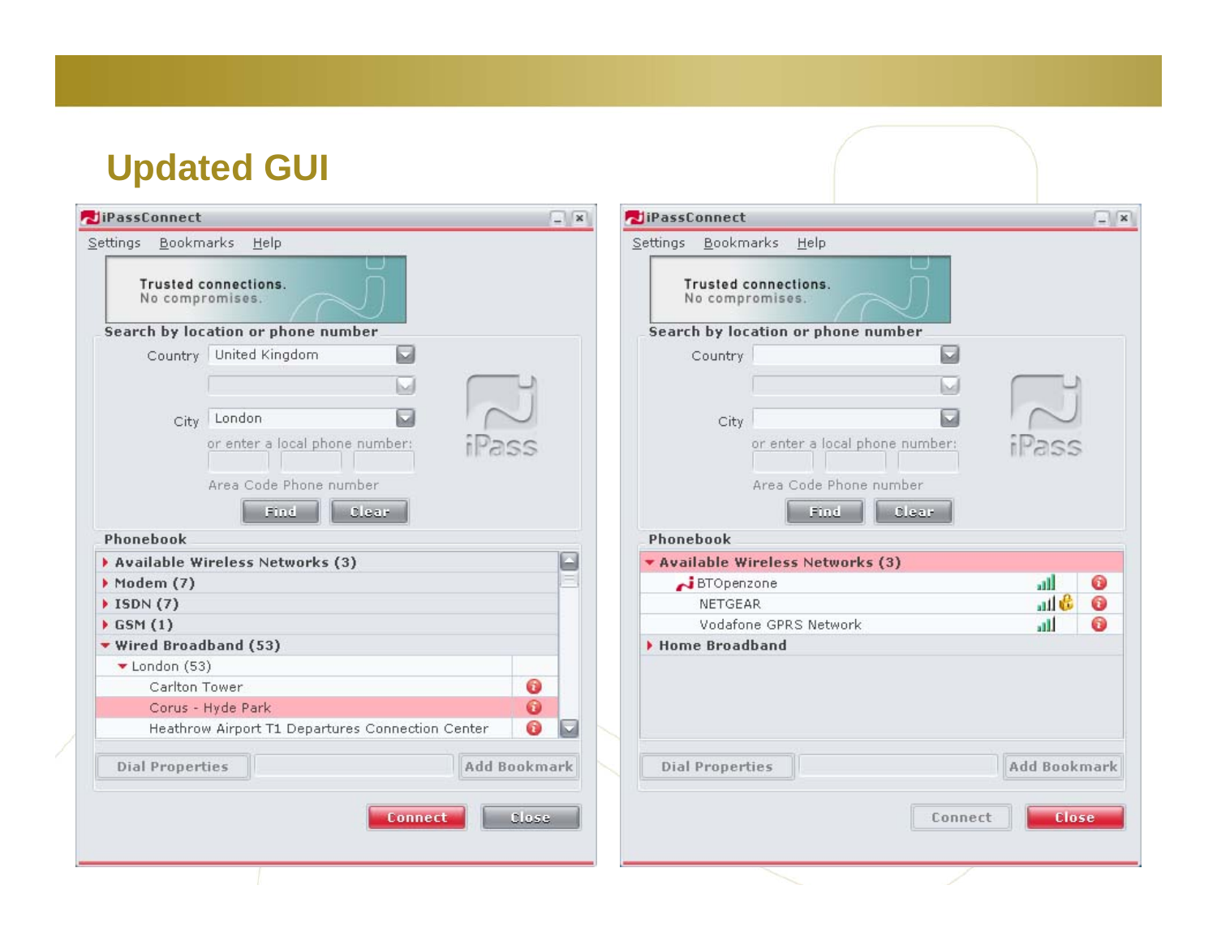# Updated GUI

**iPassConnect**

Settings Bookmarks Help

Trusted connections.
No compromises.

Search by location or phone number

Country: United Kingdom

City: London

or enter a local phone number:

Area Code Phone number

Find Clear

Phonebook

- Available Wireless Networks (3)
- Modem (7)
- ISDN (7)
- GSM (1)
- Wired Broadband (53)
  - London (53)
    - Carlton Tower
    - Corus - Hyde Park
    - Heathrow Airport T1 Departures Connection Center

Dial Properties Add Bookmark

Connect Close

**iPassConnect**

Settings Bookmarks Help

Trusted connections.
No compromises.

Search by location or phone number

Country

City

or enter a local phone number:

Area Code Phone number

Find Clear

Phonebook

- Available Wireless Networks (3)
  - BTOpenzone
  - NETGEAR
  - Vodafone GPRS Network
- Home Broadband

Dial Properties Add Bookmark

Connect Close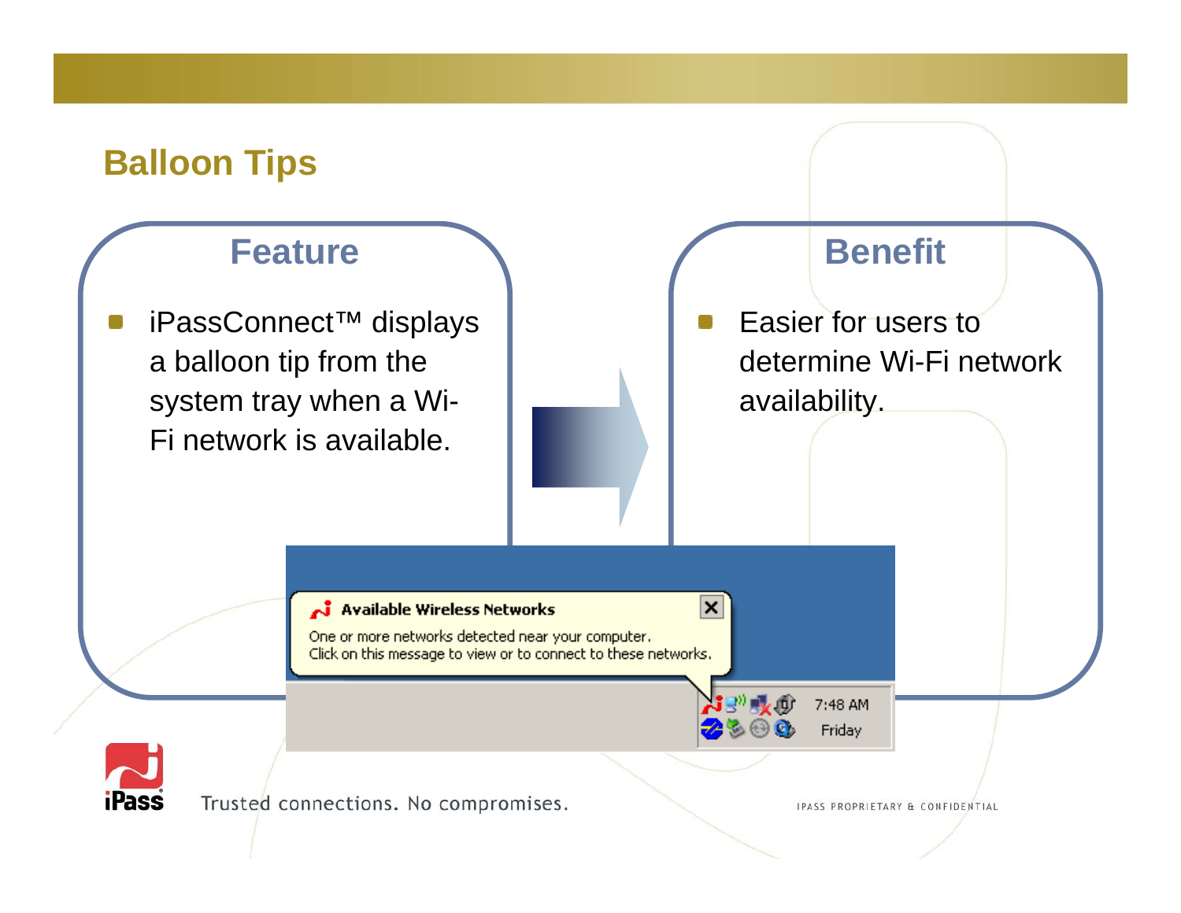## Balloon Tips

### Feature

- iPassConnect™ displays a balloon tip from the system tray when a Wi-Fi network is available.

### Benefit

- Easier for users to determine Wi-Fi network availability.

**Available Wireless Networks**

One or more networks detected near your computer.
Click on this message to view or to connect to these networks.

7:48 AM
Friday

Trusted connections. No compromises.

IPASS PROPRIETARY & CONFIDENTIAL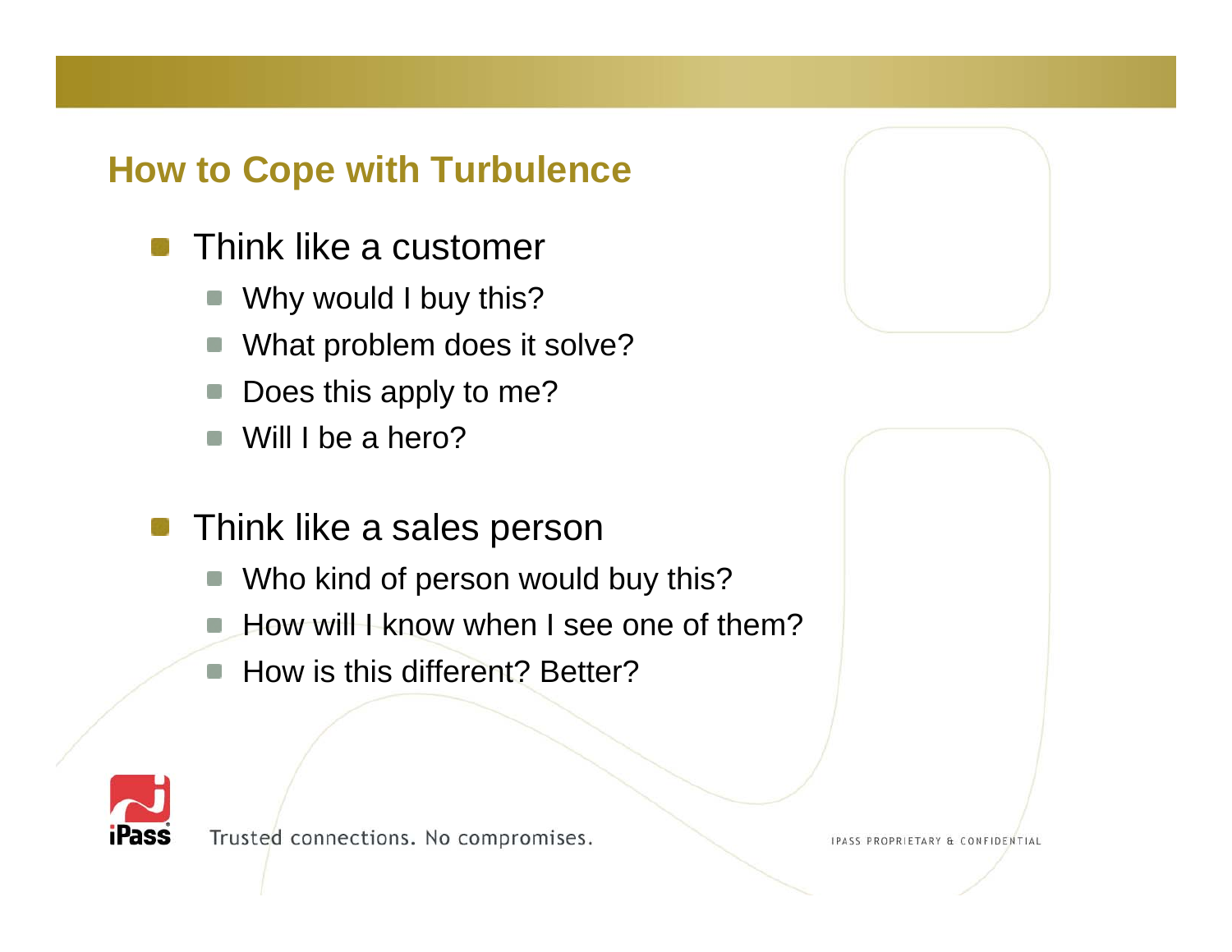## How to Cope with Turbulence

- Think like a customer
  - Why would I buy this?
  - What problem does it solve?
  - Does this apply to me?
  - Will I be a hero?
- Think like a sales person
  - Who kind of person would buy this?
  - How will I know when I see one of them?
  - How is this different? Better?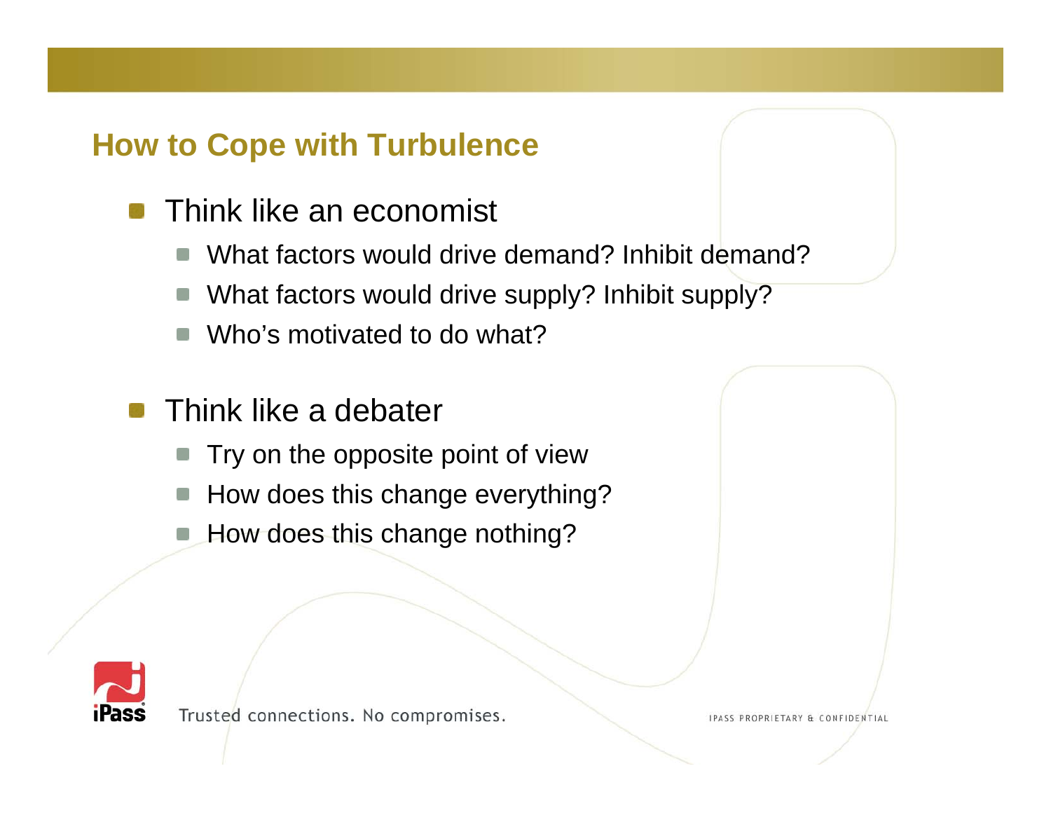## How to Cope with Turbulence

- Think like an economist
  - What factors would drive demand? Inhibit demand?
  - What factors would drive supply? Inhibit supply?
  - Who's motivated to do what?
- Think like a debater
  - Try on the opposite point of view
  - How does this change everything?
  - How does this change nothing?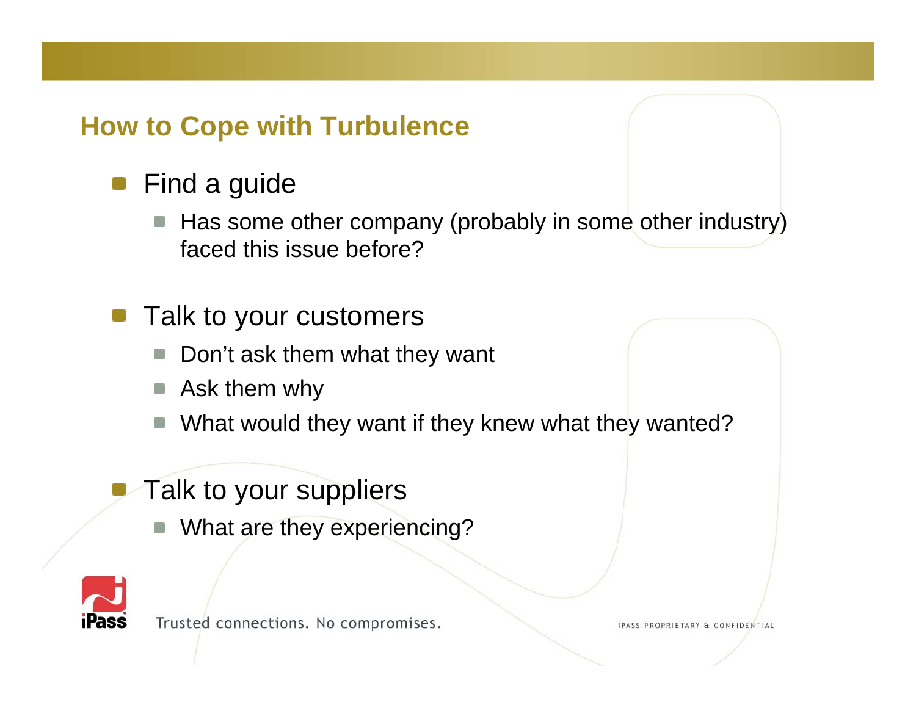## How to Cope with Turbulence

- Find a guide
  - Has some other company (probably in some other industry) faced this issue before?
- Talk to your customers
  - Don’t ask them what they want
  - Ask them why
  - What would they want if they knew what they wanted?
- Talk to your suppliers
  - What are they experiencing?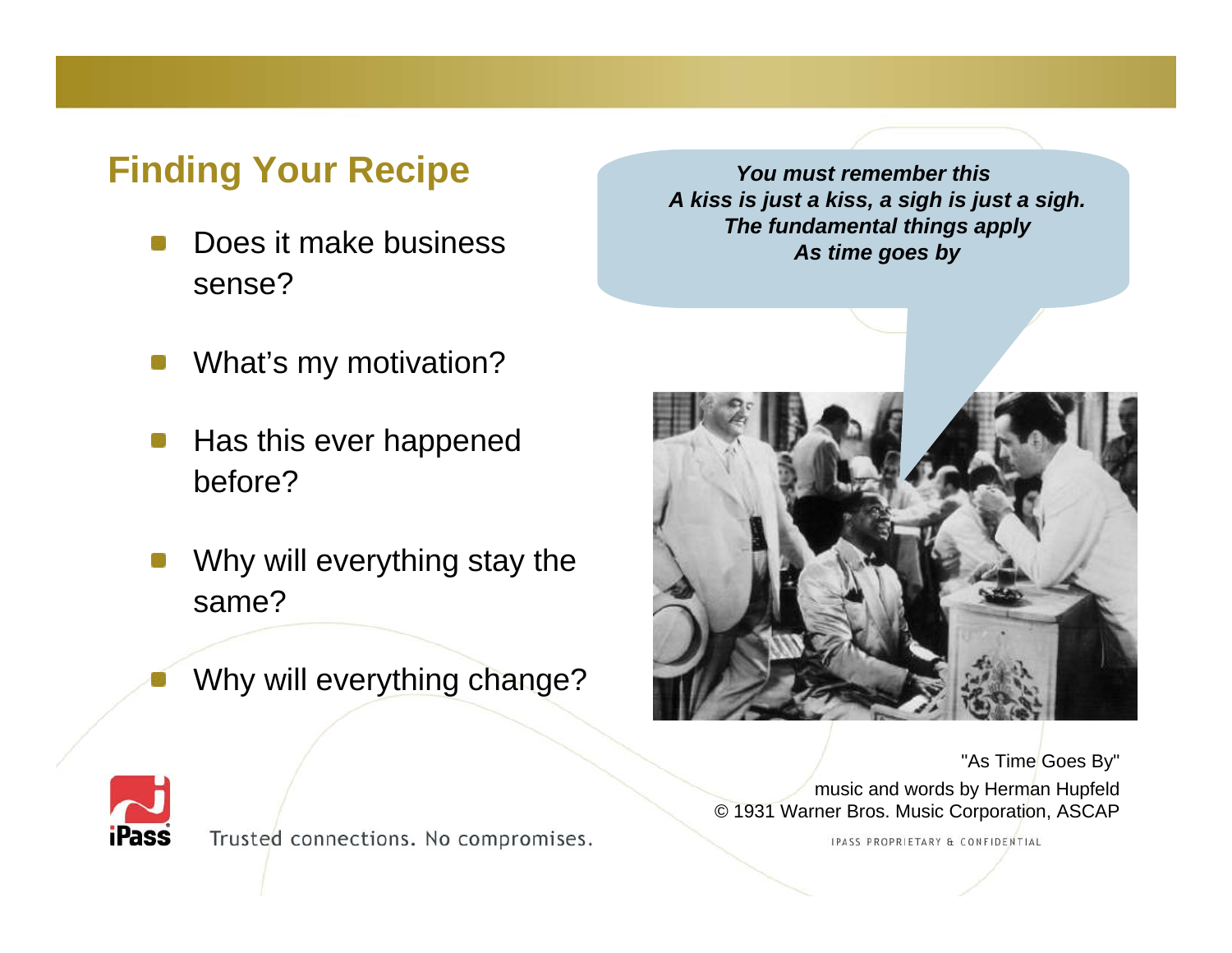## Finding Your Recipe

- Does it make business sense?
- What's my motivation?
- Has this ever happened before?
- Why will everything stay the same?
- Why will everything change?

***You must remember this***
***A kiss is just a kiss, a sigh is just a sigh.***
***The fundamental things apply***
***As time goes by***

"As Time Goes By"
music and words by Herman Hupfeld
© 1931 Warner Bros. Music Corporation, ASCAP

Trusted connections. No compromises.

IPASS PROPRIETARY & CONFIDENTIAL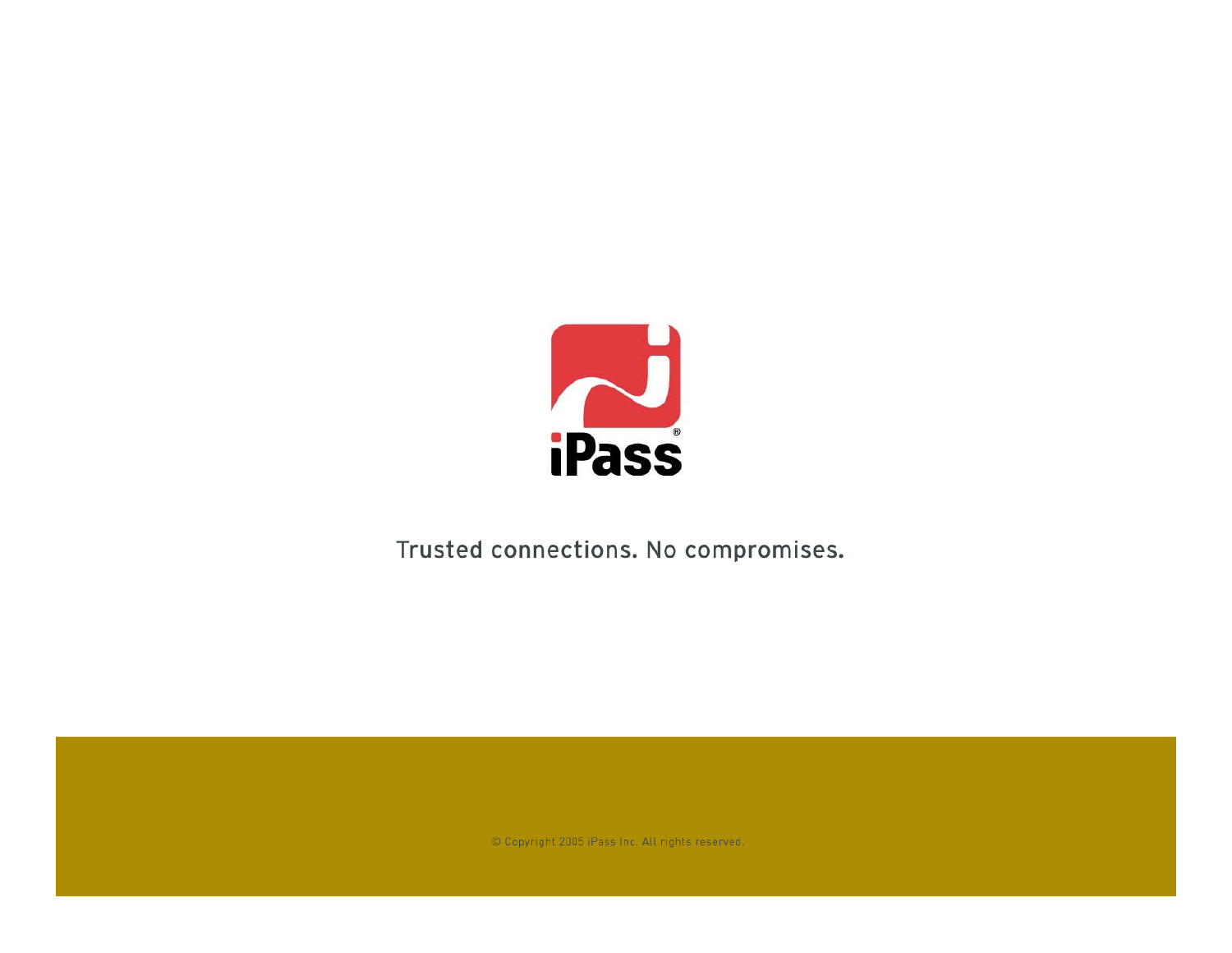iPass®

Trusted connections. No compromises.

© Copyright 2005 iPass Inc. All rights reserved.